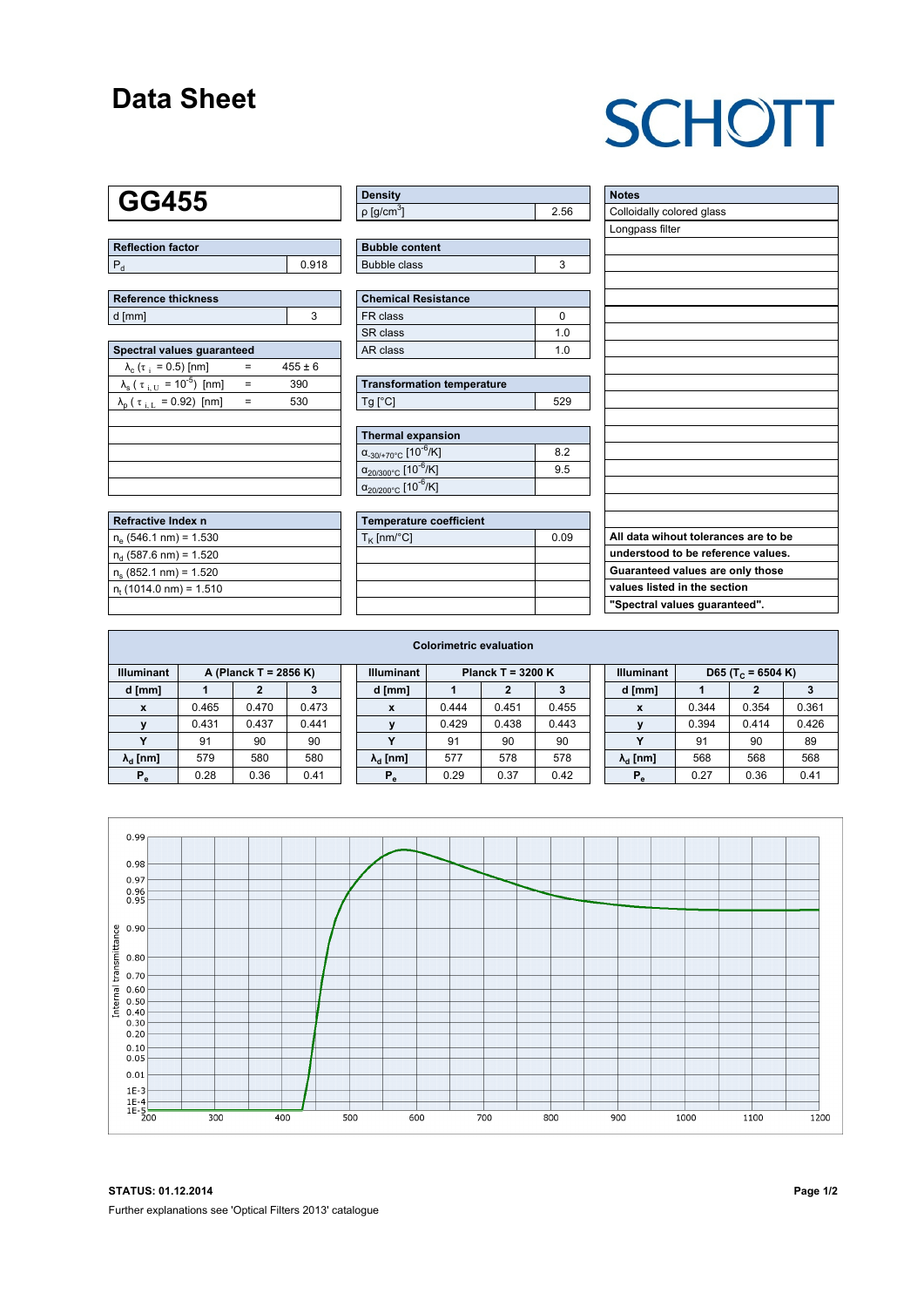# Data Sheet

SCHOTT

## GG455

| Reflection factor | |
|---|---|
| $P_d$ | 0.918 |

| Reference thickness | |
|---|---|
| d [mm] | 3 |

| Spectral values guaranteed | | |
|---|---|---|
| $\lambda_c$ ($\tau_i$ = 0.5) [nm] | = | 455 ± 6 |
| $\lambda_s$ ($\tau_{i,U}$ = $10^{-5}$) [nm] | = | 390 |
| $\lambda_p$ ($\tau_{i,L}$ = 0.92) [nm] | = | 530 |

| Refractive Index n |
|---|
| $n_e$ (546.1 nm) = 1.530 |
| $n_d$ (587.6 nm) = 1.520 |
| $n_s$ (852.1 nm) = 1.520 |
| $n_t$ (1014.0 nm) = 1.510 |

| Density | |
|---|---|
| ρ [g/cm³] | 2.56 |

| Bubble content | |
|---|---|
| Bubble class | 3 |

| Chemical Resistance | |
|---|---|
| FR class | 0 |
| SR class | 1.0 |
| AR class | 1.0 |

| Transformation temperature | |
|---|---|
| Tg [°C] | 529 |

| Thermal expansion | |
|---|---|
| $\alpha_{-30/+70°C}$ [$10^{-6}$/K] | 8.2 |
| $\alpha_{20/300°C}$ [$10^{-6}$/K] | 9.5 |
| $\alpha_{20/200°C}$ [$10^{-6}$/K] | |

| Temperature coefficient | |
|---|---|
| $T_K$ [nm/°C] | 0.09 |

| Notes |
|---|
| Colloidally colored glass |
| Longpass filter |

**All data wihout tolerances are to be understood to be reference values. Guaranteed values are only those values listed in the section "Spectral values guaranteed".**

### Colorimetric evaluation

| Illuminant | A (Planck T = 2856 K) | | | Illuminant | Planck T = 3200 K | | | Illuminant | D65 ($T_c$ = 6504 K) | | |
|---|---|---|---|---|---|---|---|---|---|---|---|
| d [mm] | 1 | 2 | 3 | d [mm] | 1 | 2 | 3 | d [mm] | 1 | 2 | 3 |
| x | 0.465 | 0.470 | 0.473 | x | 0.444 | 0.451 | 0.455 | x | 0.344 | 0.354 | 0.361 |
| y | 0.431 | 0.437 | 0.441 | y | 0.429 | 0.438 | 0.443 | y | 0.394 | 0.414 | 0.426 |
| Y | 91 | 90 | 90 | Y | 91 | 90 | 90 | Y | 91 | 90 | 89 |
| $\lambda_d$ [nm] | 579 | 580 | 580 | $\lambda_d$ [nm] | 577 | 578 | 578 | $\lambda_d$ [nm] | 568 | 568 | 568 |
| $P_e$ | 0.28 | 0.36 | 0.41 | $P_e$ | 0.29 | 0.37 | 0.42 | $P_e$ | 0.27 | 0.36 | 0.41 |

**STATUS: 01.12.2014**

Further explanations see 'Optical Filters 2013' catalogue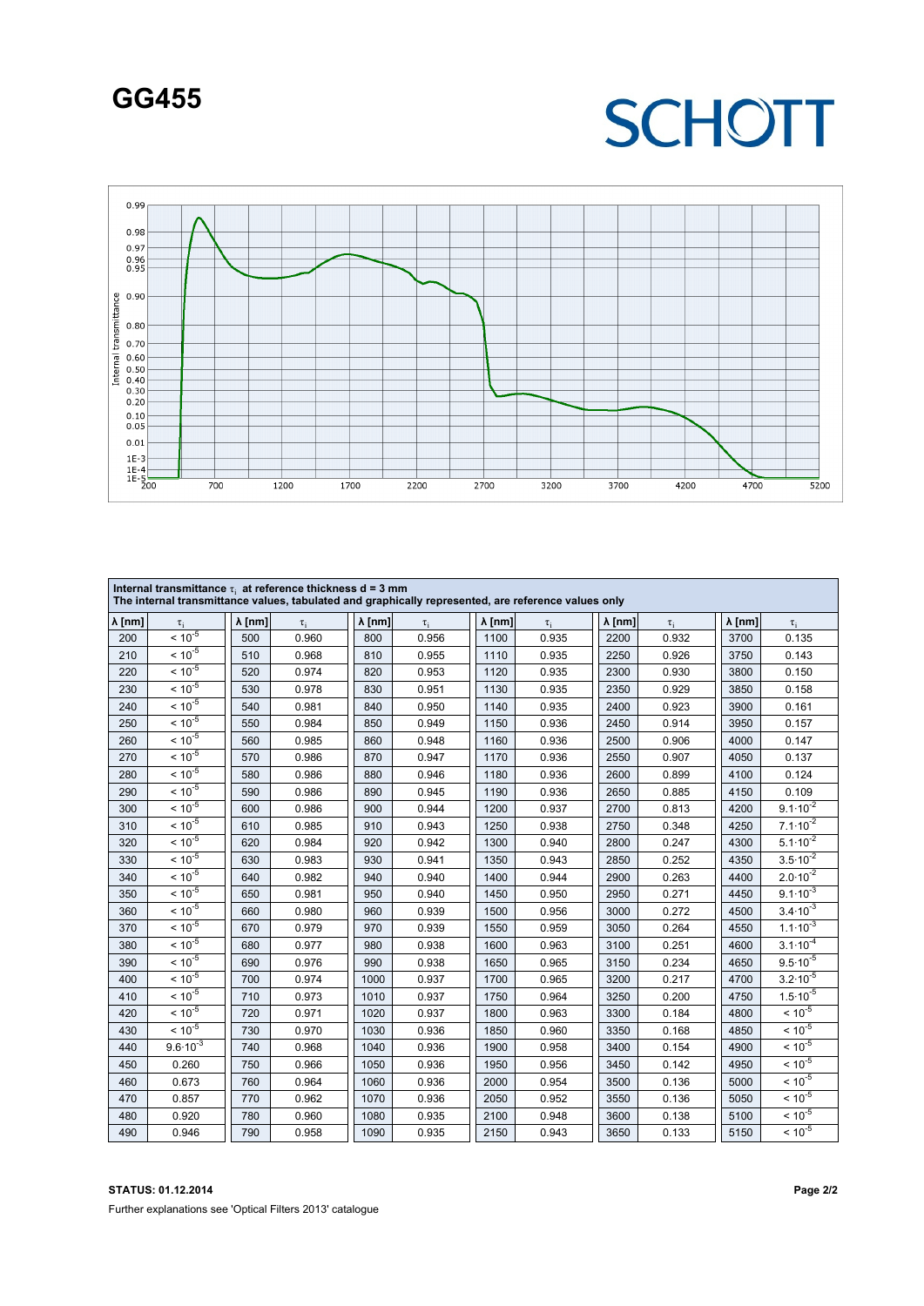# GG455

SCHOTT

0.99
0.98
0.97
0.96
0.95
0.90
0.80
0.70
0.60
0.50
0.40
0.30
0.20
0.10
0.05
0.01
1E-3
1E-4
1E-5
Internal transmittance
200 700 1200 1700 2200 2700 3200 3700 4200 4700 5200

**Internal transmittance $\tau_i$ at reference thickness d = 3 mm**
**The internal transmittance values, tabulated and graphically represented, are reference values only**

| λ [nm] | $\tau_i$ | λ [nm] | $\tau_i$ | λ [nm] | $\tau_i$ | λ [nm] | $\tau_i$ | λ [nm] | $\tau_i$ | λ [nm] | $\tau_i$ |
|---|---|---|---|---|---|---|---|---|---|---|---|
| 200 | $< 10^{-5}$ | 500 | 0.960 | 800 | 0.956 | 1100 | 0.935 | 2200 | 0.932 | 3700 | 0.135 |
| 210 | $< 10^{-5}$ | 510 | 0.968 | 810 | 0.955 | 1110 | 0.935 | 2250 | 0.926 | 3750 | 0.143 |
| 220 | $< 10^{-5}$ | 520 | 0.974 | 820 | 0.953 | 1120 | 0.935 | 2300 | 0.930 | 3800 | 0.150 |
| 230 | $< 10^{-5}$ | 530 | 0.978 | 830 | 0.951 | 1130 | 0.935 | 2350 | 0.929 | 3850 | 0.158 |
| 240 | $< 10^{-5}$ | 540 | 0.981 | 840 | 0.950 | 1140 | 0.935 | 2400 | 0.923 | 3900 | 0.161 |
| 250 | $< 10^{-5}$ | 550 | 0.984 | 850 | 0.949 | 1150 | 0.936 | 2450 | 0.914 | 3950 | 0.157 |
| 260 | $< 10^{-5}$ | 560 | 0.985 | 860 | 0.948 | 1160 | 0.936 | 2500 | 0.906 | 4000 | 0.147 |
| 270 | $< 10^{-5}$ | 570 | 0.986 | 870 | 0.947 | 1170 | 0.936 | 2550 | 0.907 | 4050 | 0.137 |
| 280 | $< 10^{-5}$ | 580 | 0.986 | 880 | 0.946 | 1180 | 0.936 | 2600 | 0.899 | 4100 | 0.124 |
| 290 | $< 10^{-5}$ | 590 | 0.986 | 890 | 0.945 | 1190 | 0.936 | 2650 | 0.885 | 4150 | 0.109 |
| 300 | $< 10^{-5}$ | 600 | 0.986 | 900 | 0.944 | 1200 | 0.937 | 2700 | 0.813 | 4200 | $9.1 \cdot 10^{-2}$ |
| 310 | $< 10^{-5}$ | 610 | 0.985 | 910 | 0.943 | 1250 | 0.938 | 2750 | 0.348 | 4250 | $7.1 \cdot 10^{-2}$ |
| 320 | $< 10^{-5}$ | 620 | 0.984 | 920 | 0.942 | 1300 | 0.940 | 2800 | 0.247 | 4300 | $5.1 \cdot 10^{-2}$ |
| 330 | $< 10^{-5}$ | 630 | 0.983 | 930 | 0.941 | 1350 | 0.943 | 2850 | 0.252 | 4350 | $3.5 \cdot 10^{-2}$ |
| 340 | $< 10^{-5}$ | 640 | 0.982 | 940 | 0.940 | 1400 | 0.944 | 2900 | 0.263 | 4400 | $2.0 \cdot 10^{-2}$ |
| 350 | $< 10^{-5}$ | 650 | 0.981 | 950 | 0.940 | 1450 | 0.950 | 2950 | 0.271 | 4450 | $9.1 \cdot 10^{-3}$ |
| 360 | $< 10^{-5}$ | 660 | 0.980 | 960 | 0.939 | 1500 | 0.956 | 3000 | 0.272 | 4500 | $3.4 \cdot 10^{-3}$ |
| 370 | $< 10^{-5}$ | 670 | 0.979 | 970 | 0.939 | 1550 | 0.959 | 3050 | 0.264 | 4550 | $1.1 \cdot 10^{-3}$ |
| 380 | $< 10^{-5}$ | 680 | 0.977 | 980 | 0.938 | 1600 | 0.963 | 3100 | 0.251 | 4600 | $3.1 \cdot 10^{-4}$ |
| 390 | $< 10^{-5}$ | 690 | 0.976 | 990 | 0.938 | 1650 | 0.965 | 3150 | 0.234 | 4650 | $9.5 \cdot 10^{-5}$ |
| 400 | $< 10^{-5}$ | 700 | 0.974 | 1000 | 0.937 | 1700 | 0.965 | 3200 | 0.217 | 4700 | $3.2 \cdot 10^{-5}$ |
| 410 | $< 10^{-5}$ | 710 | 0.973 | 1010 | 0.937 | 1750 | 0.964 | 3250 | 0.200 | 4750 | $1.5 \cdot 10^{-5}$ |
| 420 | $< 10^{-5}$ | 720 | 0.971 | 1020 | 0.937 | 1800 | 0.963 | 3300 | 0.184 | 4800 | $< 10^{-5}$ |
| 430 | $< 10^{-5}$ | 730 | 0.970 | 1030 | 0.936 | 1850 | 0.960 | 3350 | 0.168 | 4850 | $< 10^{-5}$ |
| 440 | $9.6 \cdot 10^{-3}$ | 740 | 0.968 | 1040 | 0.936 | 1900 | 0.958 | 3400 | 0.154 | 4900 | $< 10^{-5}$ |
| 450 | 0.260 | 750 | 0.966 | 1050 | 0.936 | 1950 | 0.956 | 3450 | 0.142 | 4950 | $< 10^{-5}$ |
| 460 | 0.673 | 760 | 0.964 | 1060 | 0.936 | 2000 | 0.954 | 3500 | 0.136 | 5000 | $< 10^{-5}$ |
| 470 | 0.857 | 770 | 0.962 | 1070 | 0.936 | 2050 | 0.952 | 3550 | 0.136 | 5050 | $< 10^{-5}$ |
| 480 | 0.920 | 780 | 0.960 | 1080 | 0.935 | 2100 | 0.948 | 3600 | 0.138 | 5100 | $< 10^{-5}$ |
| 490 | 0.946 | 790 | 0.958 | 1090 | 0.935 | 2150 | 0.943 | 3650 | 0.133 | 5150 | $< 10^{-5}$ |

**STATUS: 01.12.2014**

Further explanations see 'Optical Filters 2013' catalogue